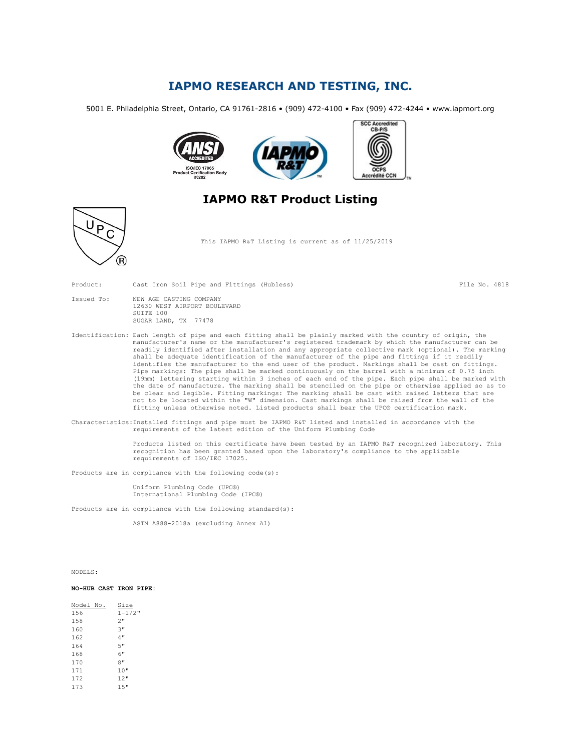# IAPMO RESEARCH AND TESTING, INC.

5001 E. Philadelphia Street, Ontario, CA 91761-2816 • (909) 472-4100 • Fax (909) 472-4244 • www.iapmort.org

## IAPMO R&T Product Listing

This IAPMO R&T Listing is current as of 11/25/2019

**Product:** Cast Iron Soil Pipe and Fittings (Hubless) — File No. 4818

**Issued To:**
NEW AGE CASTING COMPANY
12630 WEST AIRPORT BOULEVARD
SUITE 100
SUGAR LAND, TX 77478

**Identification:** Each length of pipe and each fitting shall be plainly marked with the country of origin, the manufacturer's name or the manufacturer's registered trademark by which the manufacturer can be readily identified after installation and any appropriate collective mark (optional). The marking shall be adequate identification of the manufacturer of the pipe and fittings if it readily identifies the manufacturer to the end user of the product. Markings shall be cast on fittings. Pipe markings: The pipe shall be marked continuously on the barrel with a minimum of 0.75 inch (19mm) lettering starting within 3 inches of each end of the pipe. Each pipe shall be marked with the date of manufacture. The marking shall be stenciled on the pipe or otherwise applied so as to be clear and legible. Fitting markings: The marking shall be cast with raised letters that are not to be located within the "W" dimension. Cast markings shall be raised from the wall of the fitting unless otherwise noted. Listed products shall bear the UPC® certification mark.

**Characteristics:** Installed fittings and pipe must be IAPMO R&T listed and installed in accordance with the requirements of the latest edition of the Uniform Plumbing Code

Products listed on this certificate have been tested by an IAPMO R&T recognized laboratory. This recognition has been granted based upon the laboratory's compliance to the applicable requirements of ISO/IEC 17025.

Products are in compliance with the following code(s):

- Uniform Plumbing Code (UPC®)
- International Plumbing Code (IPC®)

Products are in compliance with the following standard(s):

- ASTM A888-2018a (excluding Annex A1)

MODELS:

**NO-HUB CAST IRON PIPE:**

| Model No. | Size |
|---|---|
| 156 | 1-1/2" |
| 158 | 2" |
| 160 | 3" |
| 162 | 4" |
| 164 | 5" |
| 168 | 6" |
| 170 | 8" |
| 171 | 10" |
| 172 | 12" |
| 173 | 15" |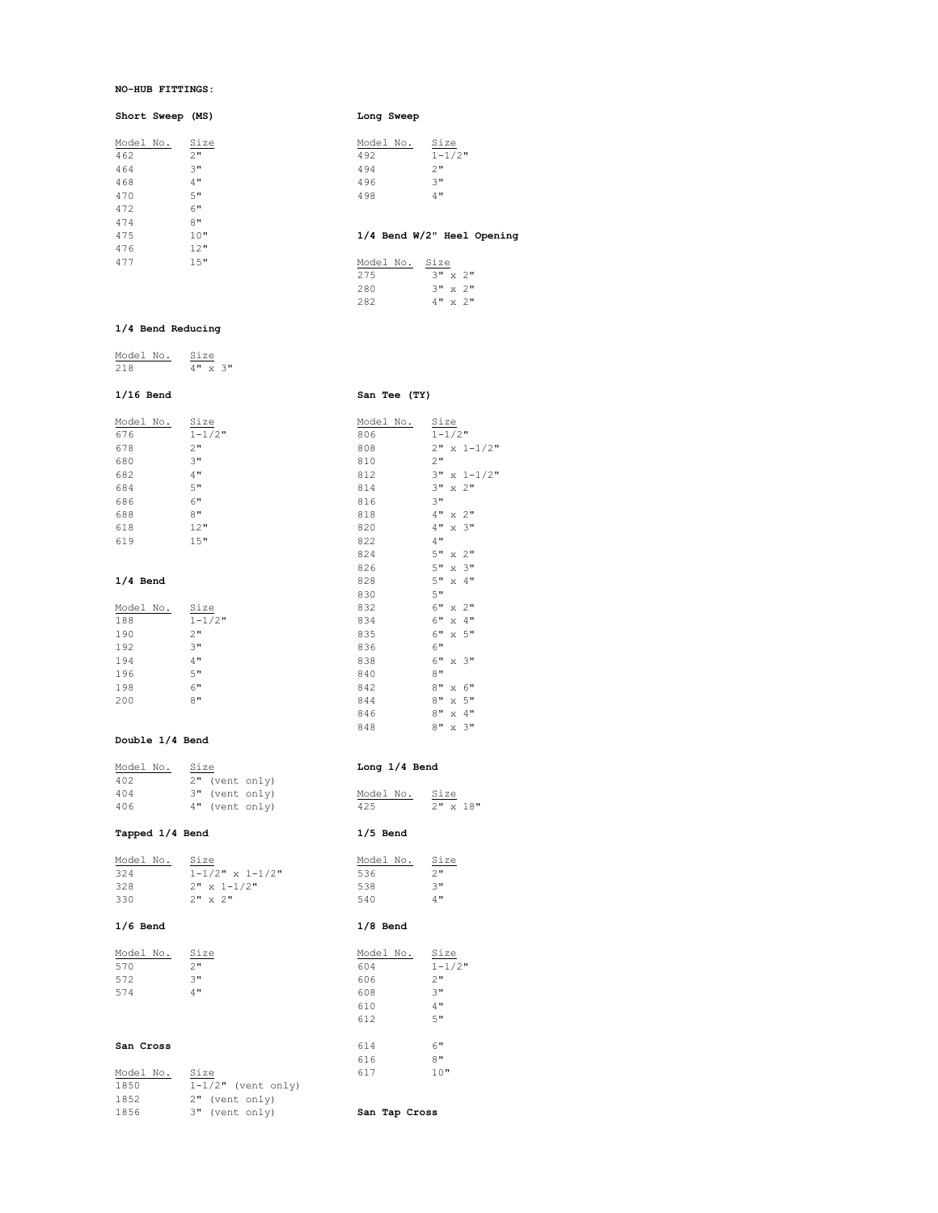**NO-HUB FITTINGS:**

**Short Sweep (MS)**

| Model No. | Size |
|---|---|
| 462 | 2" |
| 464 | 3" |
| 468 | 4" |
| 470 | 5" |
| 472 | 6" |
| 474 | 8" |
| 475 | 10" |
| 476 | 12" |
| 477 | 15" |

**Long Sweep**

| Model No. | Size |
|---|---|
| 492 | 1-1/2" |
| 494 | 2" |
| 496 | 3" |
| 498 | 4" |

**1/4 Bend W/2" Heel Opening**

| Model No. | Size |
|---|---|
| 275 | 3" x 2" |
| 280 | 3" x 2" |
| 282 | 4" x 2" |

**1/4 Bend Reducing**

| Model No. | Size |
|---|---|
| 218 | 4" x 3" |

**1/16 Bend**

| Model No. | Size |
|---|---|
| 676 | 1-1/2" |
| 678 | 2" |
| 680 | 3" |
| 682 | 4" |
| 684 | 5" |
| 686 | 6" |
| 688 | 8" |
| 618 | 12" |
| 619 | 15" |

**San Tee (TY)**

| Model No. | Size |
|---|---|
| 806 | 1-1/2" |
| 808 | 2" x 1-1/2" |
| 810 | 2" |
| 812 | 3" x 1-1/2" |
| 814 | 3" x 2" |
| 816 | 3" |
| 818 | 4" x 2" |
| 820 | 4" x 3" |
| 822 | 4" |
| 824 | 5" x 2" |
| 826 | 5" x 3" |
| 828 | 5" x 4" |
| 830 | 5" |
| 832 | 6" x 2" |
| 834 | 6" x 4" |
| 835 | 6" x 5" |
| 836 | 6" |
| 838 | 6" x 3" |
| 840 | 8" |
| 842 | 8" x 6" |
| 844 | 8" x 5" |
| 846 | 8" x 4" |
| 848 | 8" x 3" |

**1/4 Bend**

| Model No. | Size |
|---|---|
| 188 | 1-1/2" |
| 190 | 2" |
| 192 | 3" |
| 194 | 4" |
| 196 | 5" |
| 198 | 6" |
| 200 | 8" |

**Double 1/4 Bend**

| Model No. | Size |
|---|---|
| 402 | 2" (vent only) |
| 404 | 3" (vent only) |
| 406 | 4" (vent only) |

**Long 1/4 Bend**

| Model No. | Size |
|---|---|
| 425 | 2" x 18" |

**Tapped 1/4 Bend**

| Model No. | Size |
|---|---|
| 324 | 1-1/2" x 1-1/2" |
| 328 | 2" x 1-1/2" |
| 330 | 2" x 2" |

**1/5 Bend**

| Model No. | Size |
|---|---|
| 536 | 2" |
| 538 | 3" |
| 540 | 4" |

**1/6 Bend**

| Model No. | Size |
|---|---|
| 570 | 2" |
| 572 | 3" |
| 574 | 4" |

**1/8 Bend**

| Model No. | Size |
|---|---|
| 604 | 1-1/2" |
| 606 | 2" |
| 608 | 3" |
| 610 | 4" |
| 612 | 5" |
| 614 | 6" |
| 616 | 8" |
| 617 | 10" |

**San Cross**

| Model No. | Size |
|---|---|
| 1850 | 1-1/2" (vent only) |
| 1852 | 2" (vent only) |
| 1856 | 3" (vent only) |

**San Tap Cross**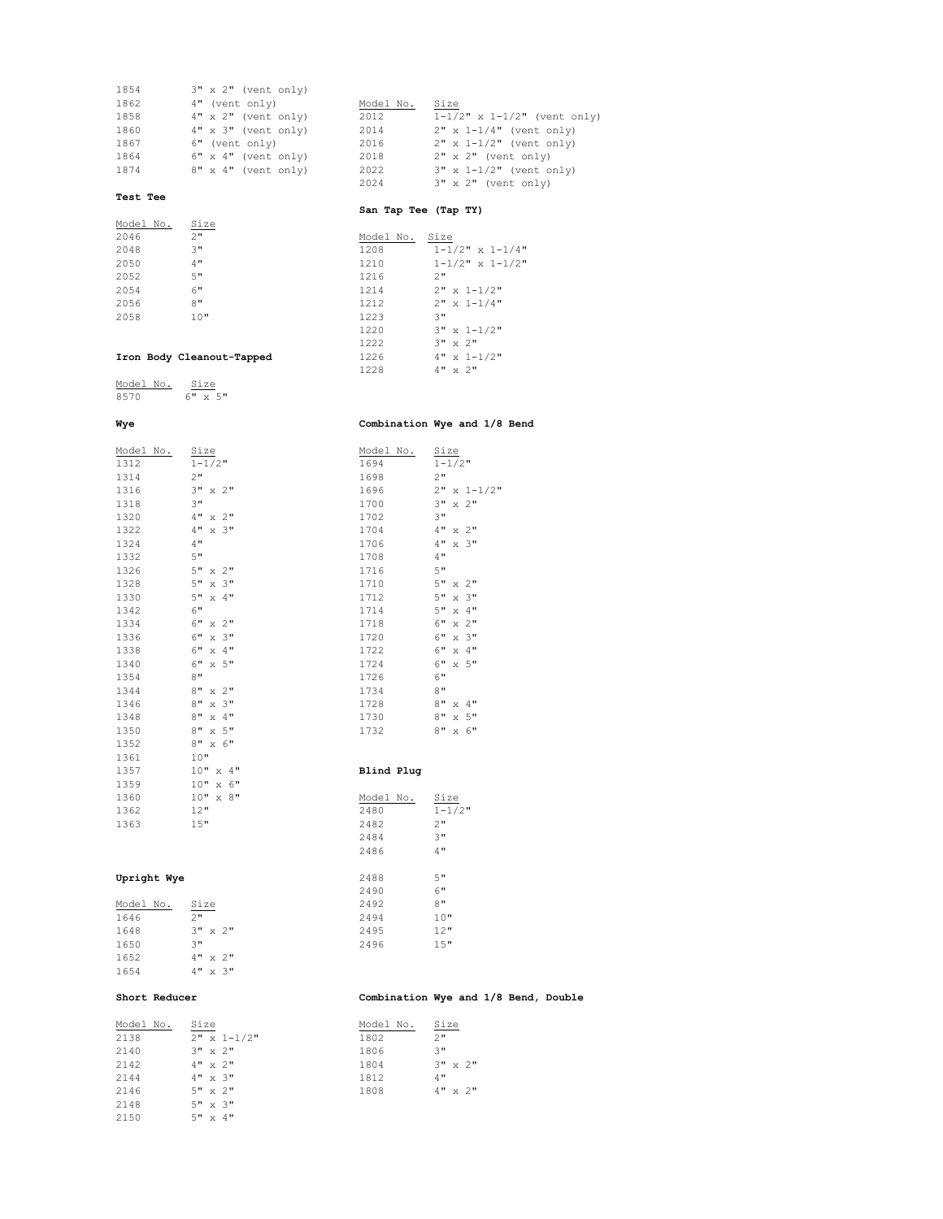| Model No. | Size |
|---|---|
| 1854 | 3" x 2" (vent only) |
| 1862 | 4" (vent only) |
| 1858 | 4" x 2" (vent only) |
| 1860 | 4" x 3" (vent only) |
| 1867 | 6" (vent only) |
| 1864 | 6" x 4" (vent only) |
| 1874 | 8" x 4" (vent only) |

| Model No. | Size |
|---|---|
| 2012 | 1-1/2" x 1-1/2" (vent only) |
| 2014 | 2" x 1-1/4" (vent only) |
| 2016 | 2" x 1-1/2" (vent only) |
| 2018 | 2" x 2" (vent only) |
| 2022 | 3" x 1-1/2" (vent only) |
| 2024 | 3" x 2" (vent only) |

**Test Tee**

| Model No. | Size |
|---|---|
| 2046 | 2" |
| 2048 | 3" |
| 2050 | 4" |
| 2052 | 5" |
| 2054 | 6" |
| 2056 | 8" |
| 2058 | 10" |

**San Tap Tee (Tap TY)**

| Model No. | Size |
|---|---|
| 1208 | 1-1/2" x 1-1/4" |
| 1210 | 1-1/2" x 1-1/2" |
| 1216 | 2" |
| 1214 | 2" x 1-1/2" |
| 1212 | 2" x 1-1/4" |
| 1223 | 3" |
| 1220 | 3" x 1-1/2" |
| 1222 | 3" x 2" |
| 1226 | 4" x 1-1/2" |
| 1228 | 4" x 2" |

**Iron Body Cleanout-Tapped**

| Model No. | Size |
|---|---|
| 8570 | 6" x 5" |

**Wye**

| Model No. | Size |
|---|---|
| 1312 | 1-1/2" |
| 1314 | 2" |
| 1316 | 3" x 2" |
| 1318 | 3" |
| 1320 | 4" x 2" |
| 1322 | 4" x 3" |
| 1324 | 4" |
| 1332 | 5" |
| 1326 | 5" x 2" |
| 1328 | 5" x 3" |
| 1330 | 5" x 4" |
| 1342 | 6" |
| 1334 | 6" x 2" |
| 1336 | 6" x 3" |
| 1338 | 6" x 4" |
| 1340 | 6" x 5" |
| 1354 | 8" |
| 1344 | 8" x 2" |
| 1346 | 8" x 3" |
| 1348 | 8" x 4" |
| 1350 | 8" x 5" |
| 1352 | 8" x 6" |
| 1361 | 10" |
| 1357 | 10" x 4" |
| 1359 | 10" x 6" |
| 1360 | 10" x 8" |
| 1362 | 12" |
| 1363 | 15" |

**Combination Wye and 1/8 Bend**

| Model No. | Size |
|---|---|
| 1694 | 1-1/2" |
| 1698 | 2" |
| 1696 | 2" x 1-1/2" |
| 1700 | 3" x 2" |
| 1702 | 3" |
| 1704 | 4" x 2" |
| 1706 | 4" x 3" |
| 1708 | 4" |
| 1716 | 5" |
| 1710 | 5" x 2" |
| 1712 | 5" x 3" |
| 1714 | 5" x 4" |
| 1718 | 6" x 2" |
| 1720 | 6" x 3" |
| 1722 | 6" x 4" |
| 1724 | 6" x 5" |
| 1726 | 6" |
| 1734 | 8" |
| 1728 | 8" x 4" |
| 1730 | 8" x 5" |
| 1732 | 8" x 6" |

**Blind Plug**

| Model No. | Size |
|---|---|
| 2480 | 1-1/2" |
| 2482 | 2" |
| 2484 | 3" |
| 2486 | 4" |
| 2488 | 5" |
| 2490 | 6" |
| 2492 | 8" |
| 2494 | 10" |
| 2495 | 12" |
| 2496 | 15" |

**Upright Wye**

| Model No. | Size |
|---|---|
| 1646 | 2" |
| 1648 | 3" x 2" |
| 1650 | 3" |
| 1652 | 4" x 2" |
| 1654 | 4" x 3" |

**Short Reducer**

| Model No. | Size |
|---|---|
| 2138 | 2" x 1-1/2" |
| 2140 | 3" x 2" |
| 2142 | 4" x 2" |
| 2144 | 4" x 3" |
| 2146 | 5" x 2" |
| 2148 | 5" x 3" |
| 2150 | 5" x 4" |

**Combination Wye and 1/8 Bend, Double**

| Model No. | Size |
|---|---|
| 1802 | 2" |
| 1806 | 3" |
| 1804 | 3" x 2" |
| 1812 | 4" |
| 1808 | 4" x 2" |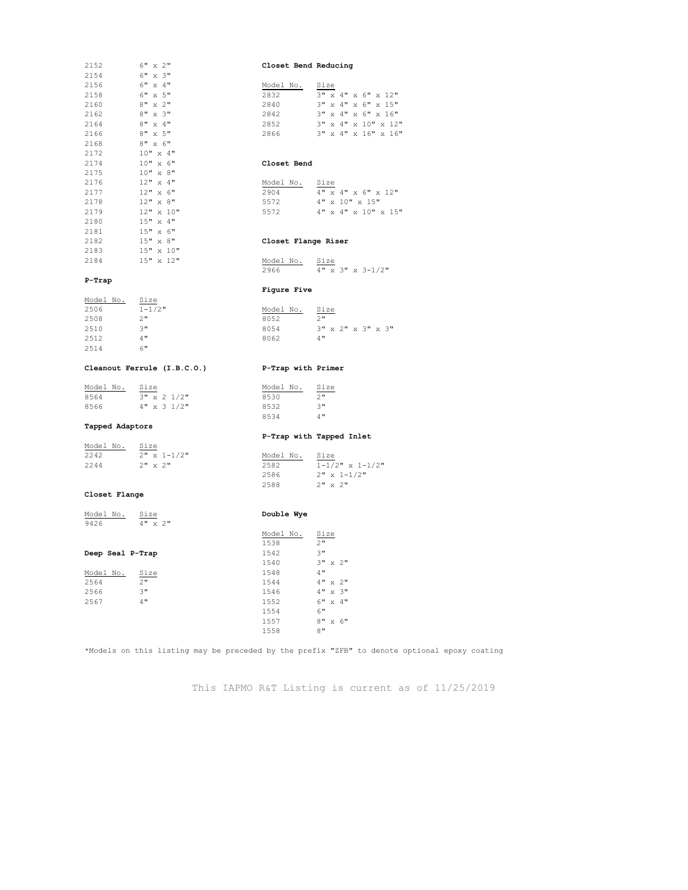| | |
|---|---|
| 2152 | 6" x 2" |
| 2154 | 6" x 3" |
| 2156 | 6" x 4" |
| 2158 | 6" x 5" |
| 2160 | 8" x 2" |
| 2162 | 8" x 3" |
| 2164 | 8" x 4" |
| 2166 | 8" x 5" |
| 2168 | 8" x 6" |
| 2172 | 10" x 4" |
| 2174 | 10" x 6" |
| 2175 | 10" x 8" |
| 2176 | 12" x 4" |
| 2177 | 12" x 6" |
| 2178 | 12" x 8" |
| 2179 | 12" x 10" |
| 2180 | 15" x 4" |
| 2181 | 15" x 6" |
| 2182 | 15" x 8" |
| 2183 | 15" x 10" |
| 2184 | 15" x 12" |

**P-Trap**

| Model No. | Size |
|---|---|
| 2506 | 1-1/2" |
| 2508 | 2" |
| 2510 | 3" |
| 2512 | 4" |
| 2514 | 6" |

**Cleanout Ferrule (I.B.C.O.)**

| Model No. | Size |
|---|---|
| 8564 | 3" x 2 1/2" |
| 8566 | 4" x 3 1/2" |

**Tapped Adaptors**

| Model No. | Size |
|---|---|
| 2242 | 2" x 1-1/2" |
| 2244 | 2" x 2" |

**Closet Flange**

| Model No. | Size |
|---|---|
| 9426 | 4" x 2" |

**Deep Seal P-Trap**

| Model No. | Size |
|---|---|
| 2564 | 2" |
| 2566 | 3" |
| 2567 | 4" |

**Closet Bend Reducing**

| Model No. | Size |
|---|---|
| 2832 | 3" x 4" x 6" x 12" |
| 2840 | 3" x 4" x 6" x 15" |
| 2842 | 3" x 4" x 6" x 16" |
| 2852 | 3" x 4" x 10" x 12" |
| 2866 | 3" x 4" x 16" x 16" |

**Closet Bend**

| Model No. | Size |
|---|---|
| 2904 | 4" x 4" x 6" x 12" |
| 5572 | 4" x 10" x 15" |
| 5572 | 4" x 4" x 10" x 15" |

**Closet Flange Riser**

| Model No. | Size |
|---|---|
| 2966 | 4" x 3" x 3-1/2" |

**Figure Five**

| Model No. | Size |
|---|---|
| 8052 | 2" |
| 8054 | 3" x 2" x 3" x 3" |
| 8062 | 4" |

**P-Trap with Primer**

| Model No. | Size |
|---|---|
| 8530 | 2" |
| 8532 | 3" |
| 8534 | 4" |

**P-Trap with Tapped Inlet**

| Model No. | Size |
|---|---|
| 2582 | 1-1/2" x 1-1/2" |
| 2586 | 2" x 1-1/2" |
| 2588 | 2" x 2" |

**Double Wye**

| Model No. | Size |
|---|---|
| 1538 | 2" |
| 1542 | 3" |
| 1540 | 3" x 2" |
| 1548 | 4" |
| 1544 | 4" x 2" |
| 1546 | 4" x 3" |
| 1552 | 6" x 4" |
| 1554 | 6" |
| 1557 | 8" x 6" |
| 1558 | 8" |

*Models on this listing may be preceded by the prefix "ZFB" to denote optional epoxy coating

This IAPMO R&T Listing is current as of 11/25/2019